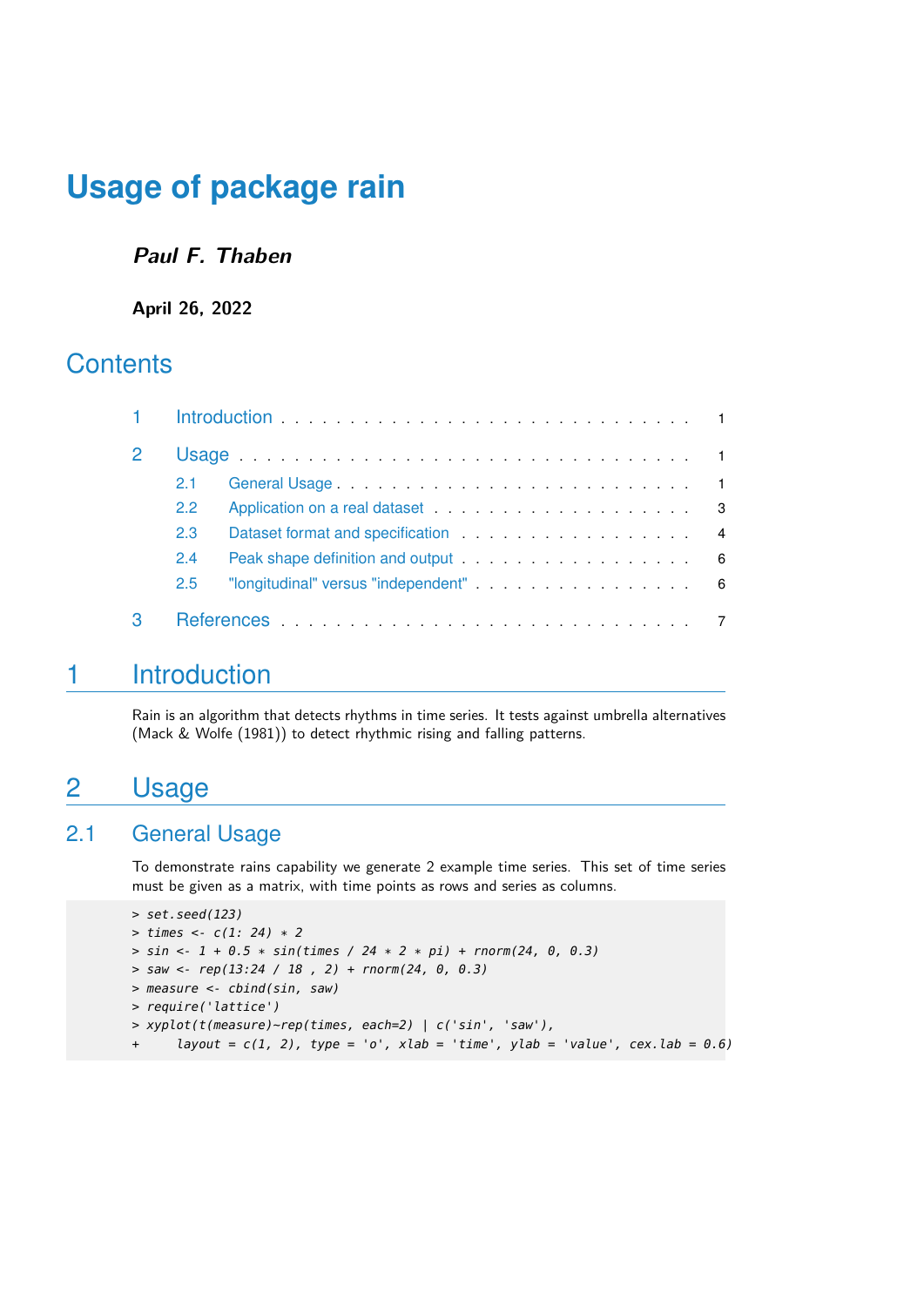# Usage of package rain

***Paul F. Thaben***

**April 26, 2022**

## Contents

1 Introduction . . . . . . . . . . . . . . . . . . . . . . . . . . . . 1

2 Usage . . . . . . . . . . . . . . . . . . . . . . . . . . . . 1

- 2.1 General Usage . . . . . . . . . . . . . . . . . . . . . . . . 1
- 2.2 Application on a real dataset . . . . . . . . . . . . . . . . . . 3
- 2.3 Dataset format and specification . . . . . . . . . . . . . . . . 4
- 2.4 Peak shape definition and output . . . . . . . . . . . . . . . . 6
- 2.5 "longitudinal" versus "independent" . . . . . . . . . . . . . . . 6

3 References . . . . . . . . . . . . . . . . . . . . . . . . . . . . 7

# 1 Introduction

Rain is an algorithm that detects rhythms in time series. It tests against umbrella alternatives (Mack & Wolfe (1981)) to detect rhythmic rising and falling patterns.

# 2 Usage

## 2.1 General Usage

To demonstrate rains capability we generate 2 example time series. This set of time series must be given as a matrix, with time points as rows and series as columns.

```
> set.seed(123)
> times <- c(1: 24) * 2
> sin <- 1 + 0.5 * sin(times / 24 * 2 * pi) + rnorm(24, 0, 0.3)
> saw <- rep(13:24 / 18 , 2) + rnorm(24, 0, 0.3)
> measure <- cbind(sin, saw)
> require('lattice')
> xyplot(t(measure)~rep(times, each=2) | c('sin', 'saw'),
+     layout = c(1, 2), type = 'o', xlab = 'time', ylab = 'value', cex.lab = 0.6)
```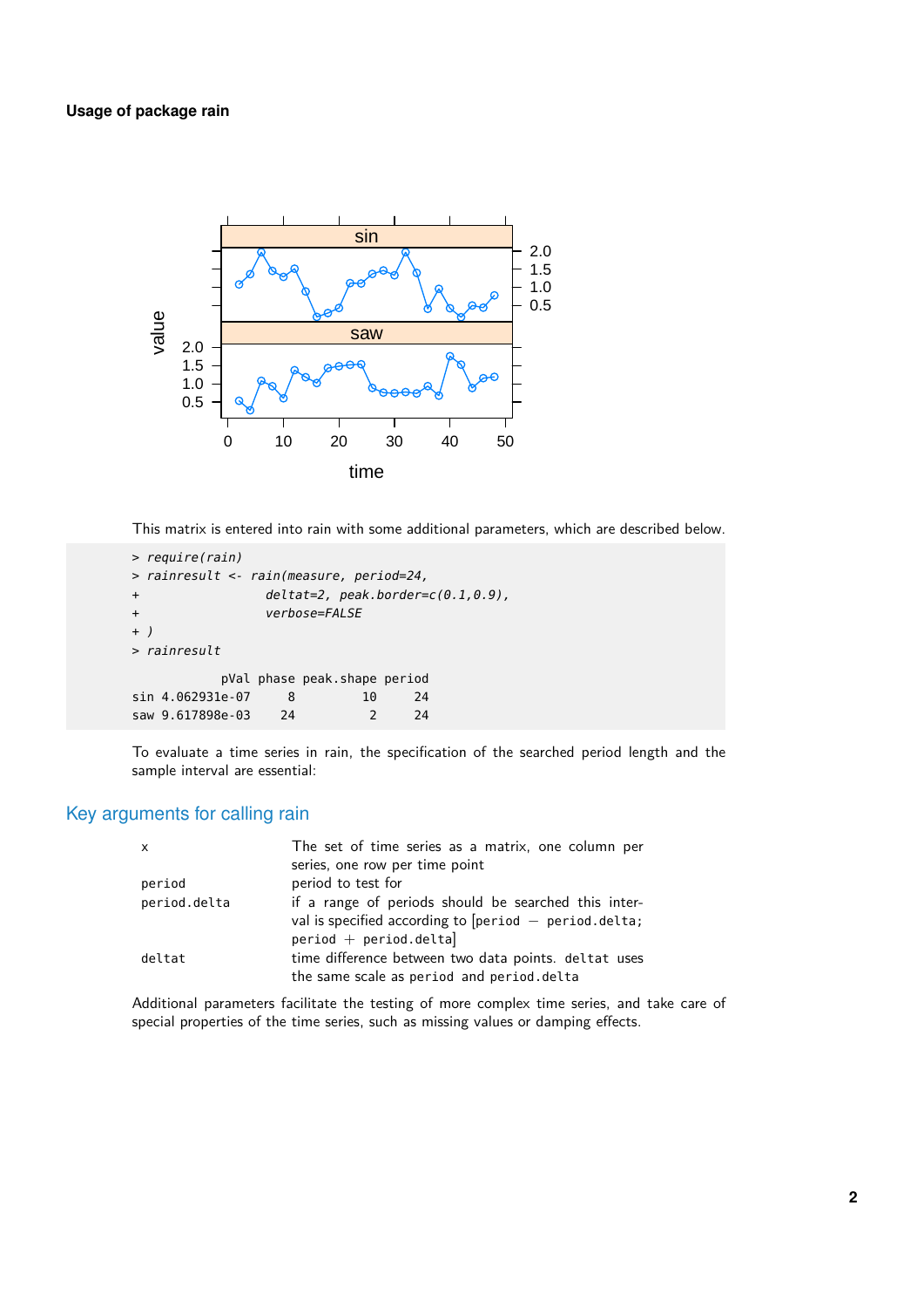**Usage of package rain**

This matrix is entered into rain with some additional parameters, which are described below.

```
> require(rain)
> rainresult <- rain(measure, period=24,
+                 deltat=2, peak.border=c(0.1,0.9),
+                 verbose=FALSE
+ )
> rainresult

            pVal phase peak.shape period
sin 4.062931e-07     8         10     24
saw 9.617898e-03    24          2     24
```

To evaluate a time series in rain, the specification of the searched period length and the sample interval are essential:

## Key arguments for calling rain

| | |
|---|---|
| `x` | The set of time series as a matrix, one column per series, one row per time point |
| `period` | period to test for |
| `period.delta` | if a range of periods should be searched this interval is specified according to [`period` − `period.delta`; `period` + `period.delta`] |
| `deltat` | time difference between two data points. `deltat` uses the same scale as `period` and `period.delta` |

Additional parameters facilitate the testing of more complex time series, and take care of special properties of the time series, such as missing values or damping effects.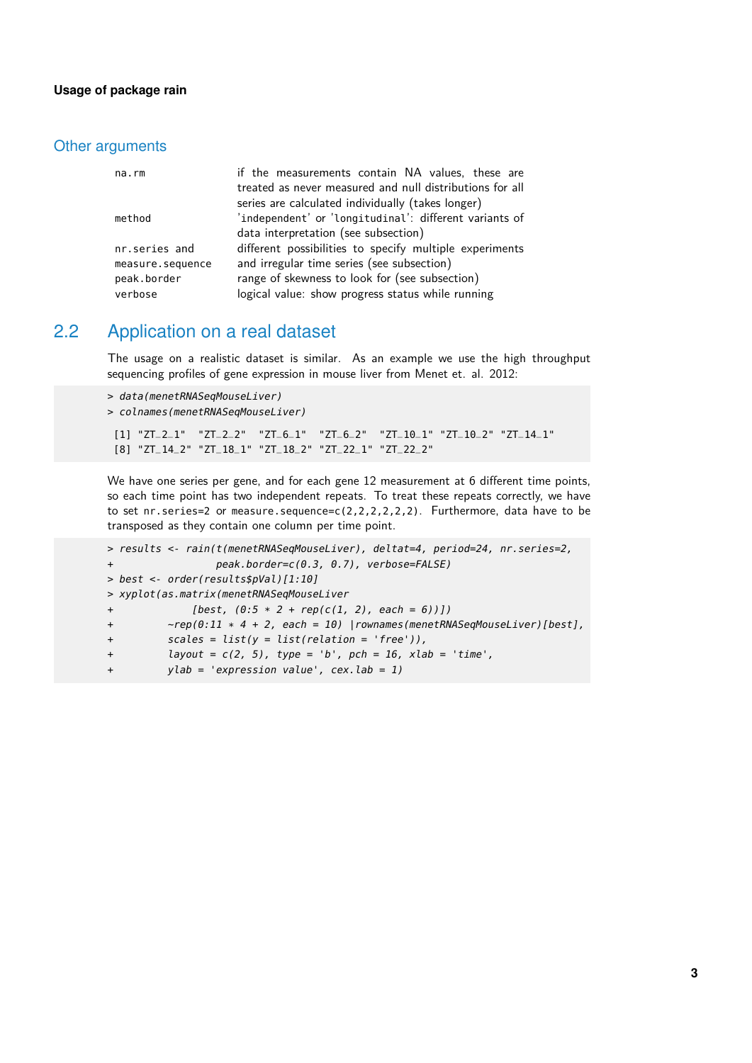### Other arguments

| | |
|---|---|
| na.rm | if the measurements contain NA values, these are treated as never measured and null distributions for all series are calculated individually (takes longer) |
| method | 'independent' or 'longitudinal': different variants of data interpretation (see subsection) |
| nr.series and measure.sequence | different possibilities to specify multiple experiments and irregular time series (see subsection) |
| peak.border | range of skewness to look for (see subsection) |
| verbose | logical value: show progress status while running |

## 2.2 Application on a real dataset

The usage on a realistic dataset is similar. As an example we use the high throughput sequencing profiles of gene expression in mouse liver from Menet et. al. 2012:

```
> data(menetRNASeqMouseLiver)
> colnames(menetRNASeqMouseLiver)

 [1] "ZT_2_1"  "ZT_2_2"  "ZT_6_1"  "ZT_6_2"  "ZT_10_1" "ZT_10_2" "ZT_14_1"
 [8] "ZT_14_2" "ZT_18_1" "ZT_18_2" "ZT_22_1" "ZT_22_2"
```

We have one series per gene, and for each gene 12 measurement at 6 different time points, so each time point has two independent repeats. To treat these repeats correctly, we have to set nr.series=2 or measure.sequence=c(2,2,2,2,2,2). Furthermore, data have to be transposed as they contain one column per time point.

```
> results <- rain(t(menetRNASeqMouseLiver), deltat=4, period=24, nr.series=2,
+                 peak.border=c(0.3, 0.7), verbose=FALSE)
> best <- order(results$pVal)[1:10]
> xyplot(as.matrix(menetRNASeqMouseLiver
+            [best, (0:5 * 2 + rep(c(1, 2), each = 6))])
+        ~rep(0:11 * 4 + 2, each = 10) |rownames(menetRNASeqMouseLiver)[best],
+        scales = list(y = list(relation = 'free')),
+        layout = c(2, 5), type = 'b', pch = 16, xlab = 'time',
+        ylab = 'expression value', cex.lab = 1)
```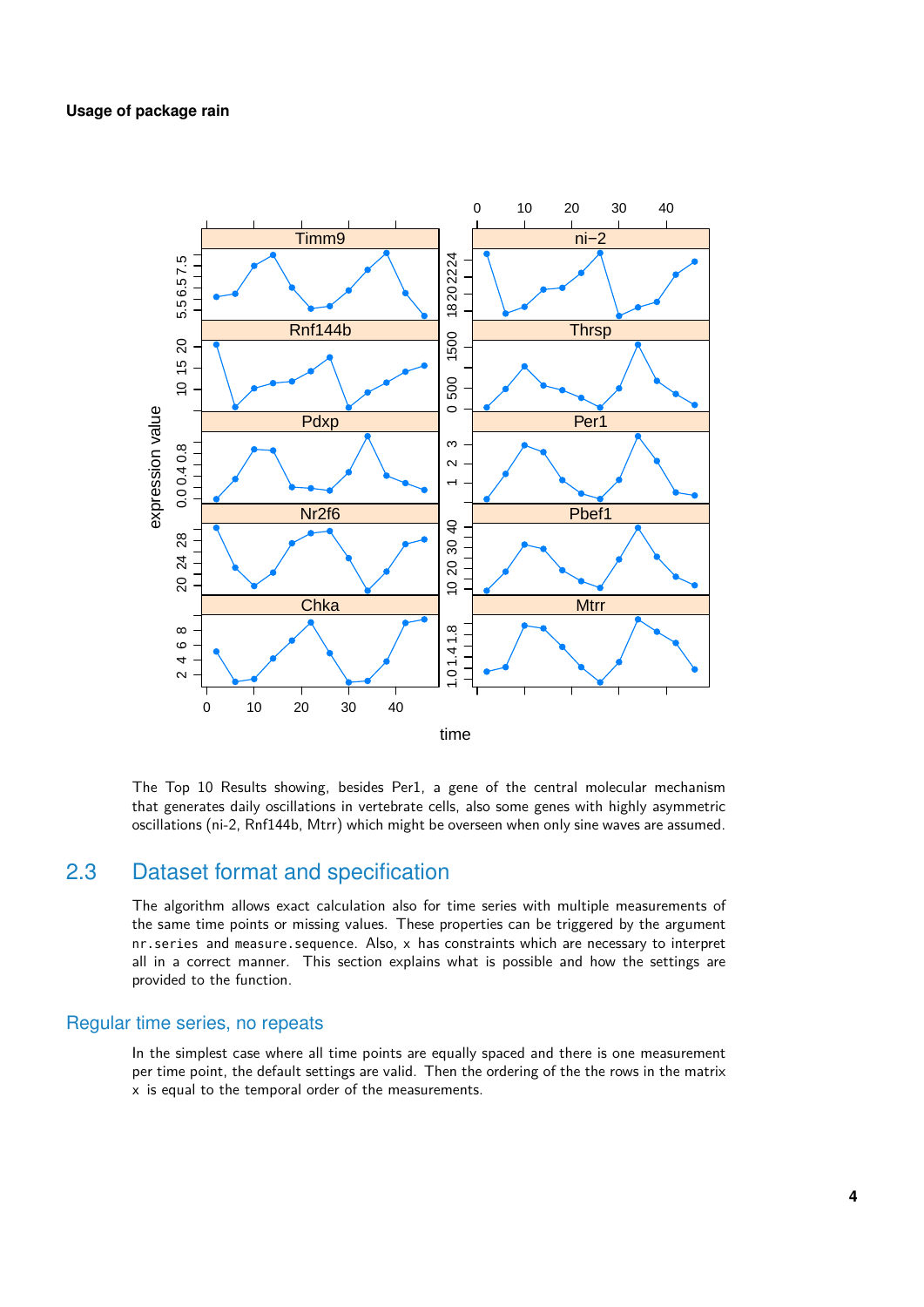The Top 10 Results showing, besides Per1, a gene of the central molecular mechanism that generates daily oscillations in vertebrate cells, also some genes with highly asymmetric oscillations (ni-2, Rnf144b, Mtrr) which might be overseen when only sine waves are assumed.

## 2.3 Dataset format and specification

The algorithm allows exact calculation also for time series with multiple measurements of the same time points or missing values. These properties can be triggered by the argument `nr.series` and `measure.sequence`. Also, `x` has constraints which are necessary to interpret all in a correct manner. This section explains what is possible and how the settings are provided to the function.

### Regular time series, no repeats

In the simplest case where all time points are equally spaced and there is one measurement per time point, the default settings are valid. Then the ordering of the the rows in the matrix `x` is equal to the temporal order of the measurements.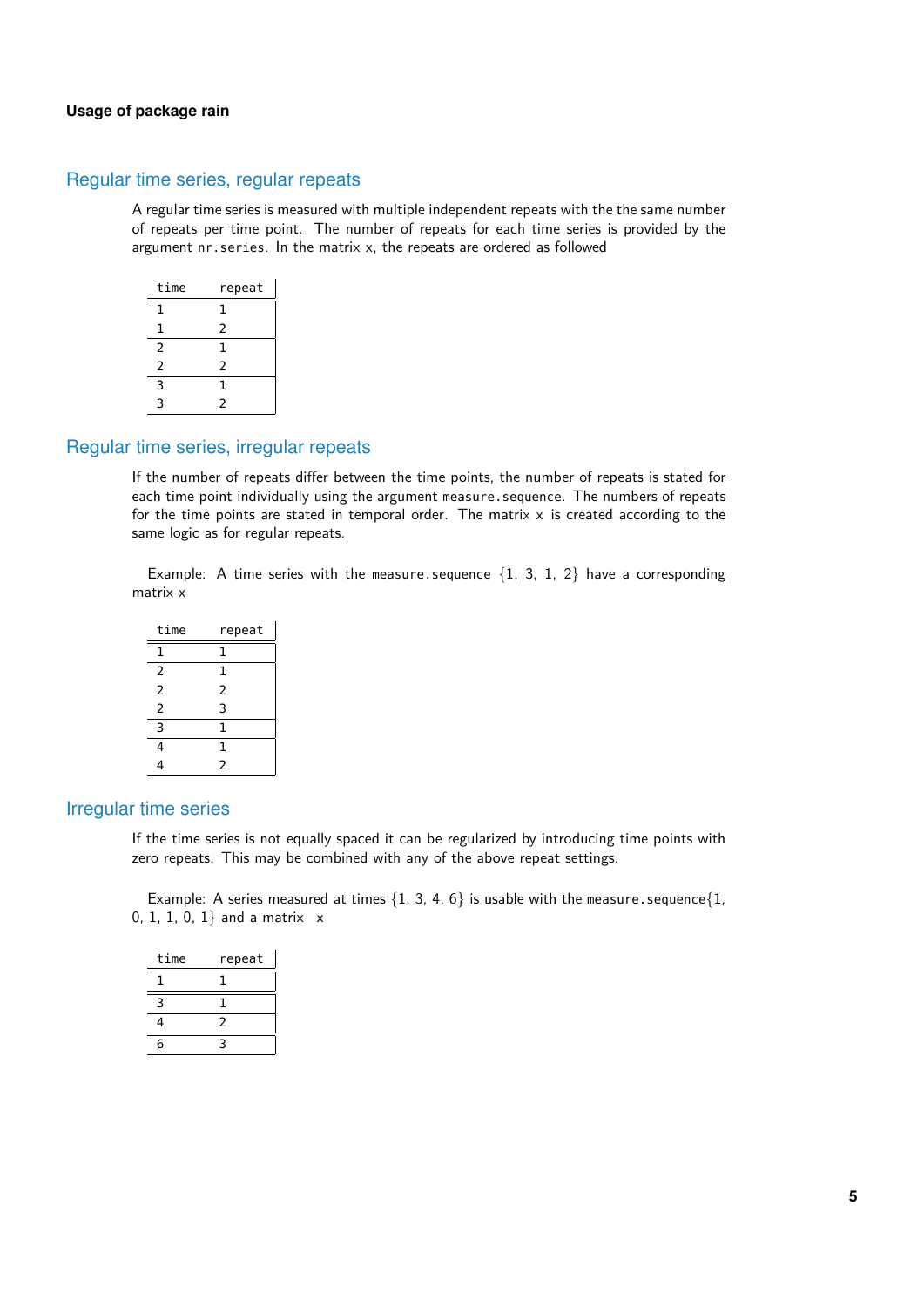**Usage of package rain**

## Regular time series, regular repeats

A regular time series is measured with multiple independent repeats with the the same number of repeats per time point. The number of repeats for each time series is provided by the argument `nr.series`. In the matrix x, the repeats are ordered as followed

| time | repeat |
|---|---|
| 1 | 1 |
| 1 | 2 |
| 2 | 1 |
| 2 | 2 |
| 3 | 1 |
| 3 | 2 |

## Regular time series, irregular repeats

If the number of repeats differ between the time points, the number of repeats is stated for each time point individually using the argument `measure.sequence`. The numbers of repeats for the time points are stated in temporal order. The matrix x is created according to the same logic as for regular repeats.

Example: A time series with the `measure.sequence` $\{1, 3, 1, 2\}$ have a corresponding matrix x

| time | repeat |
|---|---|
| 1 | 1 |
| 2 | 1 |
| 2 | 2 |
| 2 | 3 |
| 3 | 1 |
| 4 | 1 |
| 4 | 2 |

## Irregular time series

If the time series is not equally spaced it can be regularized by introducing time points with zero repeats. This may be combined with any of the above repeat settings.

Example: A series measured at times $\{1, 3, 4, 6\}$ is usable with the `measure.sequence`$\{1, 0, 1, 1, 0, 1\}$ and a matrix x

| time | repeat |
|---|---|
| 1 | 1 |
| 3 | 1 |
| 4 | 2 |
| 6 | 3 |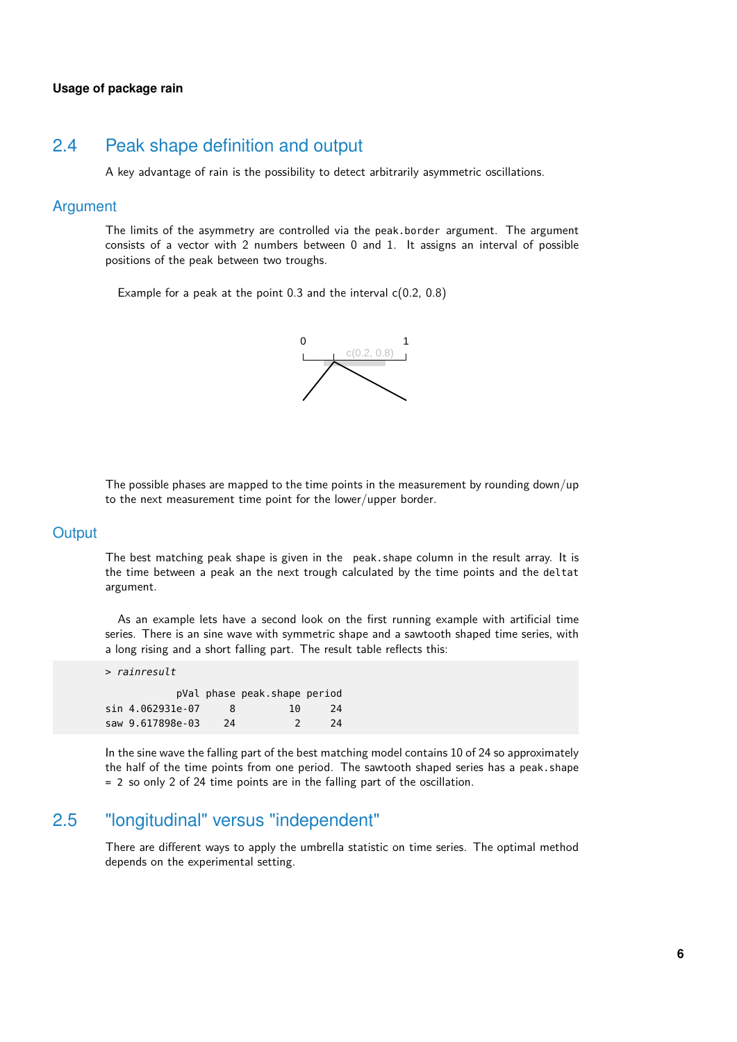## 2.4 Peak shape definition and output

A key advantage of rain is the possibility to detect arbitrarily asymmetric oscillations.

### Argument

The limits of the asymmetry are controlled via the `peak.border` argument. The argument consists of a vector with 2 numbers between 0 and 1. It assigns an interval of possible positions of the peak between two troughs.

Example for a peak at the point 0.3 and the interval c(0.2, 0.8)

The possible phases are mapped to the time points in the measurement by rounding down/up to the next measurement time point for the lower/upper border.

### Output

The best matching peak shape is given in the `peak.shape` column in the result array. It is the time between a peak an the next trough calculated by the time points and the `deltat` argument.

As an example lets have a second look on the first running example with artificial time series. There is an sine wave with symmetric shape and a sawtooth shaped time series, with a long rising and a short falling part. The result table reflects this:

```
> rainresult
            pVal phase peak.shape period
sin 4.062931e-07     8         10     24
saw 9.617898e-03    24          2     24
```

In the sine wave the falling part of the best matching model contains 10 of 24 so approximately the half of the time points from one period. The sawtooth shaped series has a `peak.shape` = 2 so only 2 of 24 time points are in the falling part of the oscillation.

## 2.5 "longitudinal" versus "independent"

There are different ways to apply the umbrella statistic on time series. The optimal method depends on the experimental setting.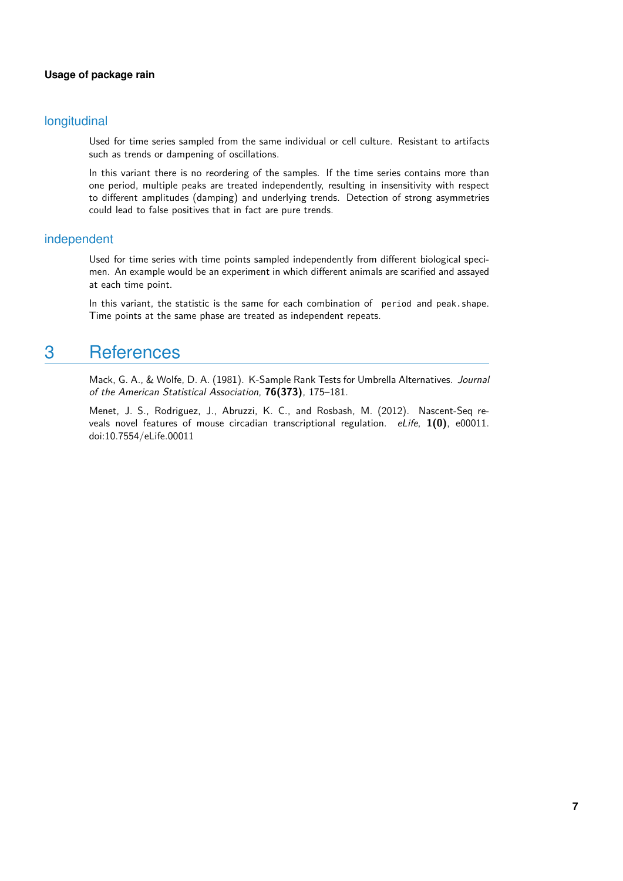### longitudinal

Used for time series sampled from the same individual or cell culture. Resistant to artifacts such as trends or dampening of oscillations.

In this variant there is no reordering of the samples. If the time series contains more than one period, multiple peaks are treated independently, resulting in insensitivity with respect to different amplitudes (damping) and underlying trends. Detection of strong asymmetries could lead to false positives that in fact are pure trends.

### independent

Used for time series with time points sampled independently from different biological specimen. An example would be an experiment in which different animals are scarified and assayed at each time point.

In this variant, the statistic is the same for each combination of `period` and `peak.shape`. Time points at the same phase are treated as independent repeats.

## 3 References

Mack, G. A., & Wolfe, D. A. (1981). K-Sample Rank Tests for Umbrella Alternatives. *Journal of the American Statistical Association*, **76(373)**, 175–181.

Menet, J. S., Rodriguez, J., Abruzzi, K. C., and Rosbash, M. (2012). Nascent-Seq reveals novel features of mouse circadian transcriptional regulation. *eLife*, **1(0)**, e00011. doi:10.7554/eLife.00011